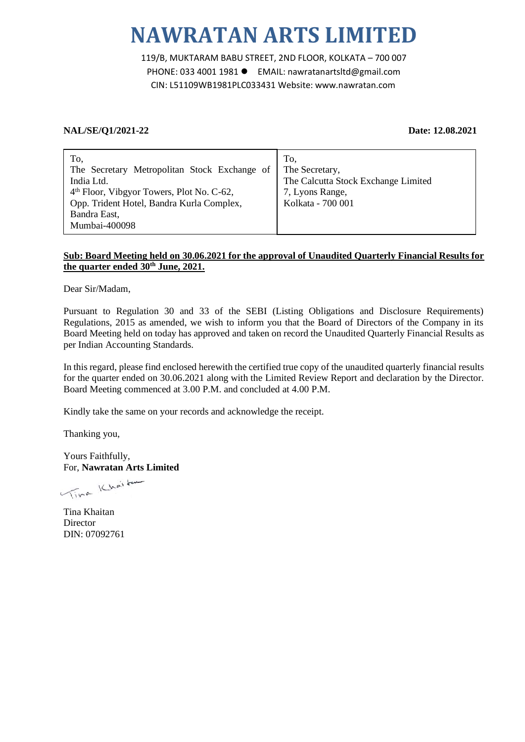# NAWRATAN ARTS LIMITED

119/B, MUKTARAM BABU STREET, 2ND FLOOR, KOLKATA – 700 007
PHONE: 033 4001 1981 ● EMAIL: nawratanartsltd@gmail.com
CIN: L51109WB1981PLC033431 Website: www.nawratan.com

**NAL/SE/Q1/2021-22** **Date: 12.08.2021**

| To,<br>The Secretary Metropolitan Stock Exchange of India Ltd.<br>4th Floor, Vibgyor Towers, Plot No. C-62,<br>Opp. Trident Hotel, Bandra Kurla Complex,<br>Bandra East,<br>Mumbai-400098 | To,<br>The Secretary,<br>The Calcutta Stock Exchange Limited<br>7, Lyons Range,<br>Kolkata - 700 001 |
|---|---|

**Sub: Board Meeting held on 30.06.2021 for the approval of Unaudited Quarterly Financial Results for the quarter ended 30th June, 2021.**

Dear Sir/Madam,

Pursuant to Regulation 30 and 33 of the SEBI (Listing Obligations and Disclosure Requirements) Regulations, 2015 as amended, we wish to inform you that the Board of Directors of the Company in its Board Meeting held on today has approved and taken on record the Unaudited Quarterly Financial Results as per Indian Accounting Standards.

In this regard, please find enclosed herewith the certified true copy of the unaudited quarterly financial results for the quarter ended on 30.06.2021 along with the Limited Review Report and declaration by the Director. Board Meeting commenced at 3.00 P.M. and concluded at 4.00 P.M.

Kindly take the same on your records and acknowledge the receipt.

Thanking you,

Yours Faithfully,
For, **Nawratan Arts Limited**

Tina Khaitan
Director
DIN: 07092761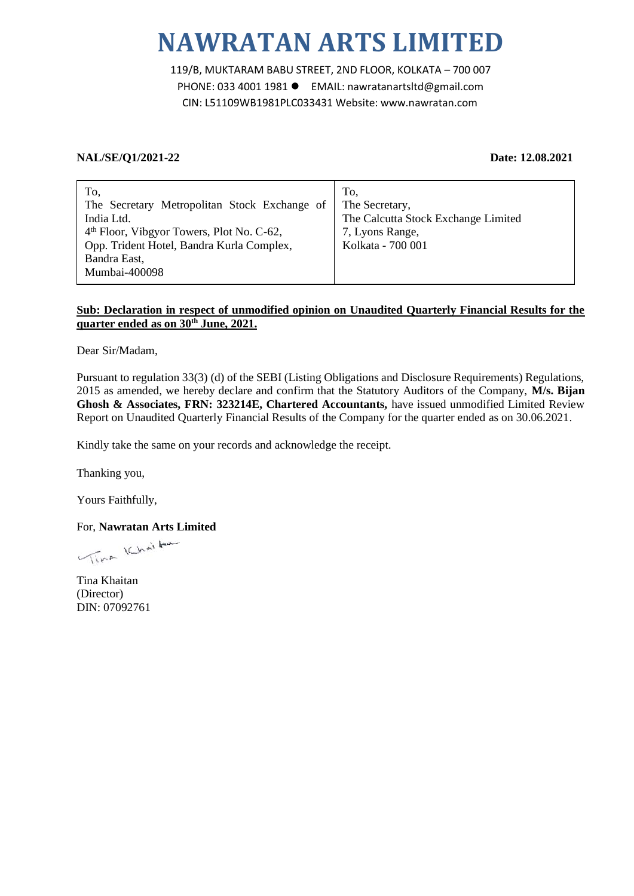# NAWRATAN ARTS LIMITED

119/B, MUKTARAM BABU STREET, 2ND FLOOR, KOLKATA – 700 007
PHONE: 033 4001 1981 ● EMAIL: nawratanartsltd@gmail.com
CIN: L51109WB1981PLC033431 Website: www.nawratan.com

**NAL/SE/Q1/2021-22** **Date: 12.08.2021**

| To,<br>The Secretary Metropolitan Stock Exchange of India Ltd.<br>4th Floor, Vibgyor Towers, Plot No. C-62,<br>Opp. Trident Hotel, Bandra Kurla Complex,<br>Bandra East,<br>Mumbai-400098 | To,<br>The Secretary,<br>The Calcutta Stock Exchange Limited<br>7, Lyons Range,<br>Kolkata - 700 001 |
|---|---|

**Sub: Declaration in respect of unmodified opinion on Unaudited Quarterly Financial Results for the quarter ended as on 30th June, 2021.**

Dear Sir/Madam,

Pursuant to regulation 33(3) (d) of the SEBI (Listing Obligations and Disclosure Requirements) Regulations, 2015 as amended, we hereby declare and confirm that the Statutory Auditors of the Company, **M/s. Bijan Ghosh & Associates, FRN: 323214E, Chartered Accountants,** have issued unmodified Limited Review Report on Unaudited Quarterly Financial Results of the Company for the quarter ended as on 30.06.2021.

Kindly take the same on your records and acknowledge the receipt.

Thanking you,

Yours Faithfully,

For, **Nawratan Arts Limited**

Tina Khaitan
(Director)
DIN: 07092761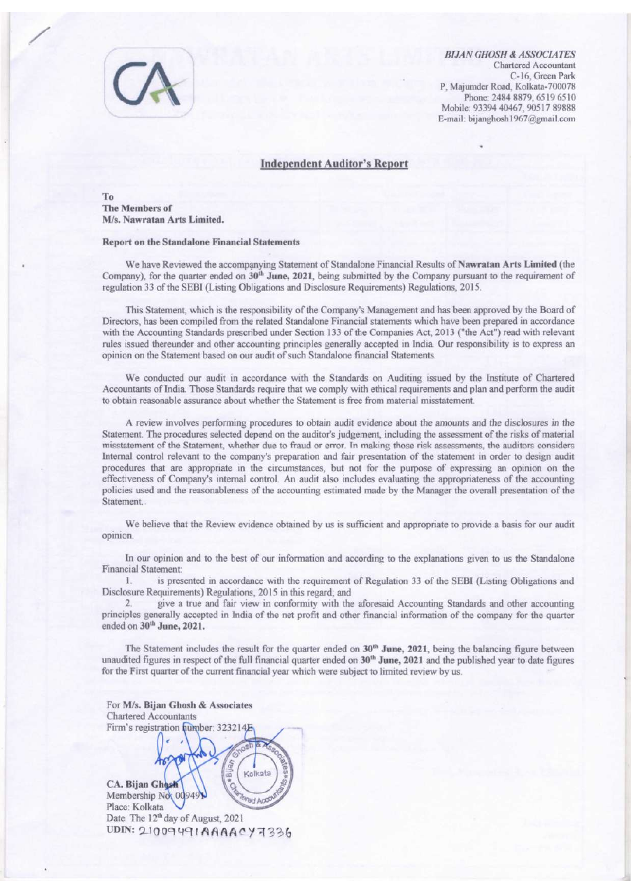**BIJAN GHOSH & ASSOCIATES**
Chartered Accountant
C-16, Green Park
P, Majumder Road, Kolkata-700078
Phone: 2484 8879, 6519 6510
Mobile: 93394 40467, 90517 89888
E-mail: bijanghosh1967@gmail.com

## Independent Auditor's Report

To
**The Members of**
**M/s. Nawratan Arts Limited.**

**Report on the Standalone Financial Statements**

We have Reviewed the accompanying Statement of Standalone Financial Results of **Nawratan Arts Limited** (the Company), for the quarter ended on **30th June, 2021**, being submitted by the Company pursuant to the requirement of regulation 33 of the SEBI (Listing Obligations and Disclosure Requirements) Regulations, 2015.

This Statement, which is the responsibility of the Company's Management and has been approved by the Board of Directors, has been compiled from the related Standalone Financial statements which have been prepared in accordance with the Accounting Standards prescribed under Section 133 of the Companies Act, 2013 ("the Act") read with relevant rules issued thereunder and other accounting principles generally accepted in India. Our responsibility is to express an opinion on the Statement based on our audit of such Standalone financial Statements.

We conducted our audit in accordance with the Standards on Auditing issued by the Institute of Chartered Accountants of India. Those Standards require that we comply with ethical requirements and plan and perform the audit to obtain reasonable assurance about whether the Statement is free from material misstatement.

A review involves performing procedures to obtain audit evidence about the amounts and the disclosures in the Statement. The procedures selected depend on the auditor's judgement, including the assessment of the risks of material misstatement of the Statement, whether due to fraud or error. In making those risk assessments, the auditors considers Internal control relevant to the company's preparation and fair presentation of the statement in order to design audit procedures that are appropriate in the circumstances, but not for the purpose of expressing an opinion on the effectiveness of Company's internal control. An audit also includes evaluating the appropriateness of the accounting policies used and the reasonableness of the accounting estimated made by the Manager the overall presentation of the Statement.

We believe that the Review evidence obtained by us is sufficient and appropriate to provide a basis for our audit opinion.

In our opinion and to the best of our information and according to the explanations given to us the Standalone Financial Statement:

1. is presented in accordance with the requirement of Regulation 33 of the SEBI (Listing Obligations and Disclosure Requirements) Regulations, 2015 in this regard; and
2. give a true and fair view in conformity with the aforesaid Accounting Standards and other accounting principles generally accepted in India of the net profit and other financial information of the company for the quarter ended on **30th June, 2021.**

The Statement includes the result for the quarter ended on **30th June, 2021**, being the balancing figure between unaudited figures in respect of the full financial quarter ended on **30th June, 2021** and the published year to date figures for the First quarter of the current financial year which were subject to limited review by us.

For **M/s. Bijan Ghosh & Associates**
Chartered Accountants
Firm's registration number: 323214E

**CA. Bijan Ghosh**
Membership No: 009491
Place: Kolkata
Date: The 12th day of August, 2021
UDIN: 21009491AAAACY7336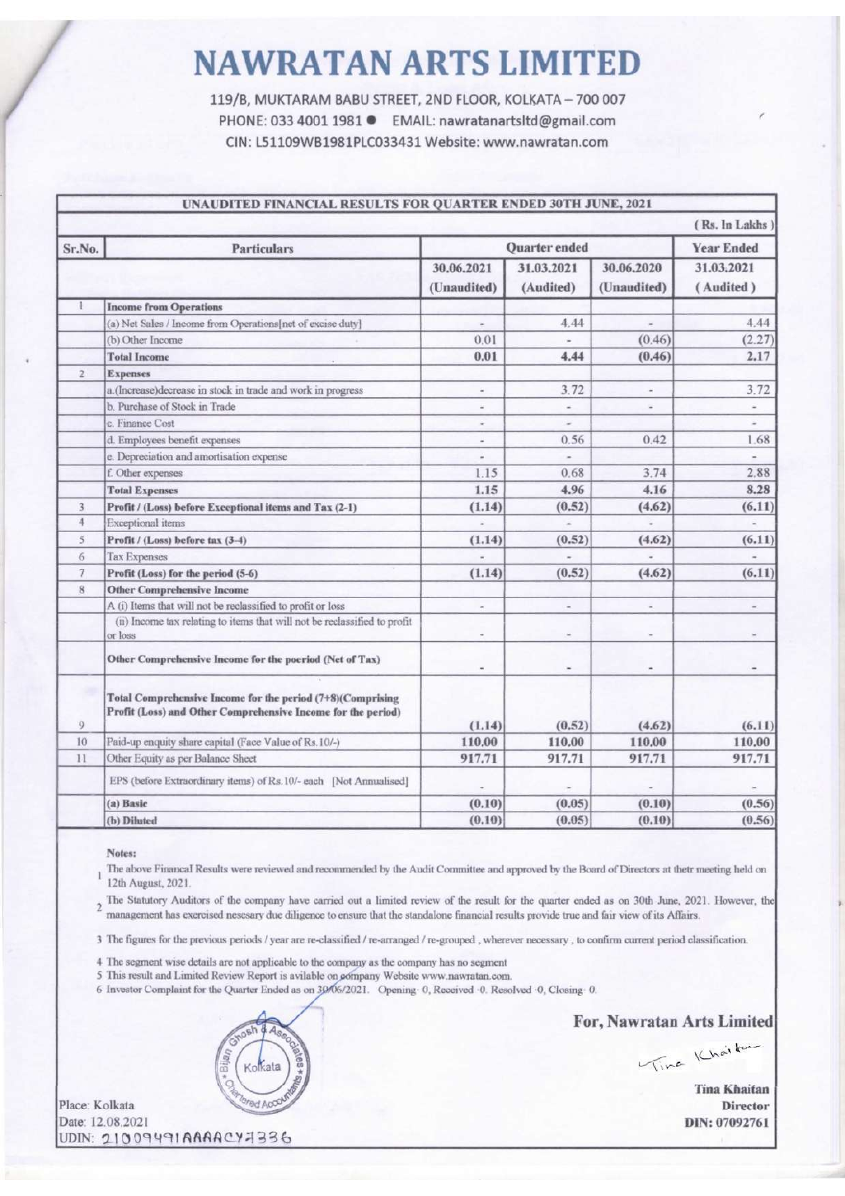# NAWRATAN ARTS LIMITED

119/B, MUKTARAM BABU STREET, 2ND FLOOR, KOLKATA – 700 007
PHONE: 033 4001 1981 ● EMAIL: nawratanartsltd@gmail.com
CIN: L51109WB1981PLC033431 Website: www.nawratan.com

**UNAUDITED FINANCIAL RESULTS FOR QUARTER ENDED 30TH JUNE, 2021**

(Rs. In Lakhs)

| Sr.No. | Particulars | Quarter ended | | | Year Ended |
|---|---|---|---|---|---|
| | | 30.06.2021 (Unaudited) | 31.03.2021 (Audited) | 30.06.2020 (Unaudited) | 31.03.2021 (Audited) |
| 1 | **Income from Operations** | | | | |
| | (a) Net Sales / Income from Operations[net of excise duty] | - | 4.44 | - | 4.44 |
| | (b) Other Income | 0.01 | - | (0.46) | (2.27) |
| | **Total Income** | **0.01** | **4.44** | **(0.46)** | **2.17** |
| 2 | **Expenses** | | | | |
| | a.(Increase)decrease in stock in trade and work in progress | - | 3.72 | - | 3.72 |
| | b. Purchase of Stock in Trade | - | - | - | - |
| | c. Finance Cost | - | - | | - |
| | d. Employees benefit expenses | - | 0.56 | 0.42 | 1.68 |
| | e. Depreciation and amortisation expense | - | - | | - |
| | f. Other expenses | 1.15 | 0.68 | 3.74 | 2.88 |
| | **Total Expenses** | **1.15** | **4.96** | **4.16** | **8.28** |
| 3 | **Profit / (Loss) before Exceptional items and Tax (2-1)** | **(1.14)** | **(0.52)** | **(4.62)** | **(6.11)** |
| 4 | Exceptional items | - | - | - | - |
| 5 | **Profit / (Loss) before tax (3-4)** | **(1.14)** | **(0.52)** | **(4.62)** | **(6.11)** |
| 6 | Tax Expenses | - | - | - | - |
| 7 | **Profit (Loss) for the period (5-6)** | **(1.14)** | **(0.52)** | **(4.62)** | **(6.11)** |
| 8 | **Other Comprehensive Income** | | | | |
| | A (i) Items that will not be reclassified to profit or loss | - | - | - | - |
| | (ii) Income tax relating to items that will not be reclassified to profit or loss | - | - | - | - |
| | **Other Comprehensive Income for the poeriod (Net of Tax)** | - | - | - | - |
| 9 | **Total Comprehensive Income for the period (7+8)(Comprising Profit (Loss) and Other Comprehensive Income for the period)** | (1.14) | (0.52) | (4.62) | (6.11) |
| 10 | Paid-up enquity share capital (Face Value of Rs.10/-) | **110.00** | **110.00** | **110.00** | **110.00** |
| 11 | Other Equity as per Balance Sheet | **917.71** | **917.71** | **917.71** | **917.71** |
| | EPS (before Extraordinary items) of Rs.10/- each [Not Annualised] | - | - | - | - |
| | **(a) Basic** | (0.10) | (0.05) | (0.10) | (0.56) |
| | **(b) Diluted** | (0.10) | (0.05) | (0.10) | (0.56) |

**Notes:**

1. The above Financal Results were reviewed and recommended by the Audit Committee and approved by the Board of Directors at their meeting held on 12th August, 2021.
2. The Statutory Auditors of the company have carried out a limited review of the result for the quarter ended as on 30th June, 2021. However, the management has exercised nesesary due diligence to ensure that the standalone financial results provide true and fair view of its Affairs.
3. The figures for the previous periods / year are re-classified / re-arranged / re-grouped , wherever necessary , to confirm current period classification.
4. The segment wise details are not applicable to the company as the company has no segment
5. This result and Limited Review Report is avilable on company Website www.nawratan.com.
6. Investor Complaint for the Quarter Ended as on 30/06/2021. Opening- 0, Received -0. Resolved -0, Closing- 0.

**For, Nawratan Arts Limited**

Tina Khaitan
Director
DIN: 07092761

Place: Kolkata
Date: 12.08.2021
UDIN: 21009491AAAACY7336